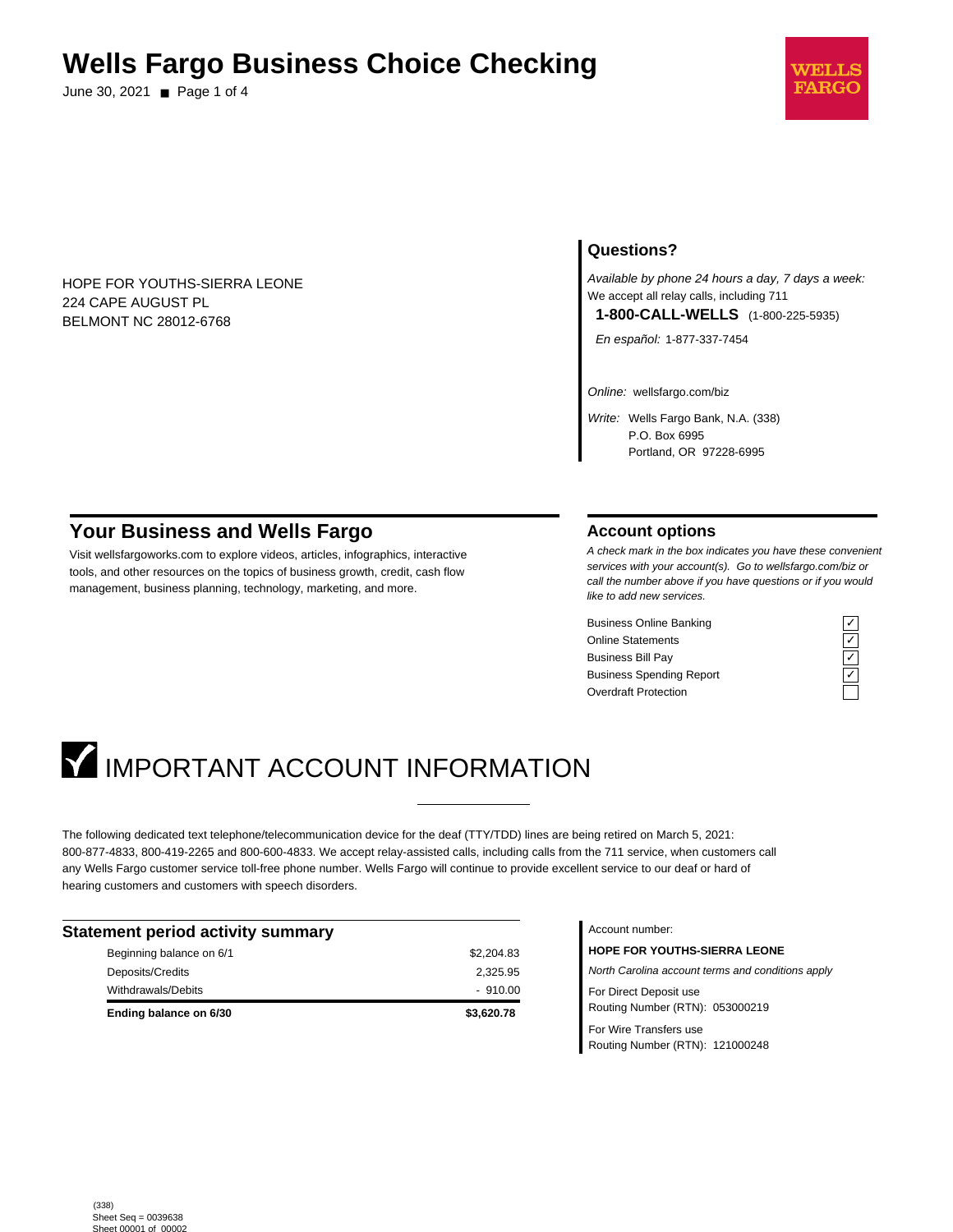# Wells Fargo Business Choice Checking

June 30, 2021

HOPE FOR YOUTHS-SIERRA LEONE
224 CAPE AUGUST PL
BELMONT NC 28012-6768

## Questions?

*Available by phone 24 hours a day, 7 days a week:*
We accept all relay calls, including 711

**1-800-CALL-WELLS** (1-800-225-5935)

*En español:* 1-877-337-7454

*Online:* wellsfargo.com/biz

*Write:* Wells Fargo Bank, N.A. (338)
P.O. Box 6995
Portland, OR 97228-6995

## Your Business and Wells Fargo

Visit wellsfargoworks.com to explore videos, articles, infographics, interactive tools, and other resources on the topics of business growth, credit, cash flow management, business planning, technology, marketing, and more.

## Account options

*A check mark in the box indicates you have these convenient services with your account(s). Go to wellsfargo.com/biz or call the number above if you have questions or if you would like to add new services.*

| Service | |
|---|---|
| Business Online Banking | ✓ |
| Online Statements | ✓ |
| Business Bill Pay | ✓ |
| Business Spending Report | ✓ |
| Overdraft Protection | |

# IMPORTANT ACCOUNT INFORMATION

The following dedicated text telephone/telecommunication device for the deaf (TTY/TDD) lines are being retired on March 5, 2021: 800-877-4833, 800-419-2265 and 800-600-4833. We accept relay-assisted calls, including calls from the 711 service, when customers call any Wells Fargo customer service toll-free phone number. Wells Fargo will continue to provide excellent service to our deaf or hard of hearing customers and customers with speech disorders.

## Statement period activity summary

| | |
|---|---|
| Beginning balance on 6/1 | $2,204.83 |
| Deposits/Credits | 2,325.95 |
| Withdrawals/Debits | - 910.00 |
| **Ending balance on 6/30** | **$3,620.78** |

Account number:

**HOPE FOR YOUTHS-SIERRA LEONE**

*North Carolina account terms and conditions apply*

For Direct Deposit use
Routing Number (RTN): 053000219

For Wire Transfers use
Routing Number (RTN): 121000248

(338)
Sheet Seq = 0039638
Sheet 00001 of 00002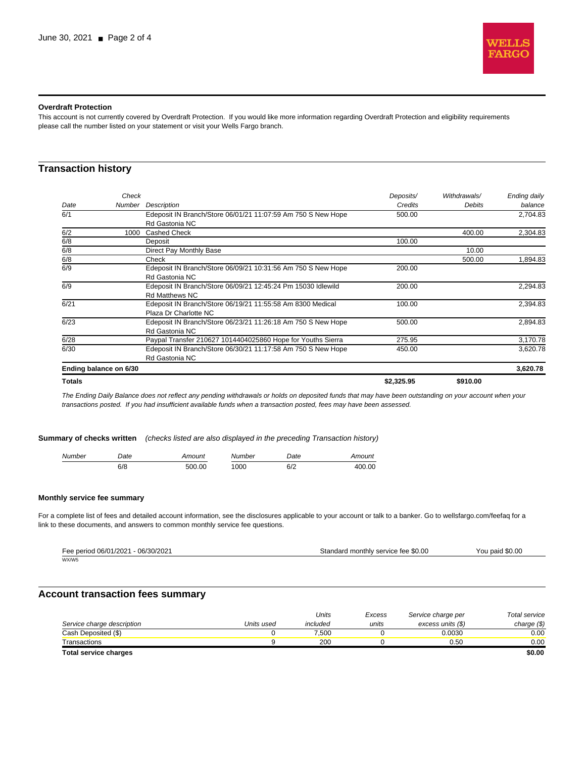### Overdraft Protection

This account is not currently covered by Overdraft Protection. If you would like more information regarding Overdraft Protection and eligibility requirements please call the number listed on your statement or visit your Wells Fargo branch.

## Transaction history

| Date | Check Number | Description | Deposits/ Credits | Withdrawals/ Debits | Ending daily balance |
|---|---|---|---|---|---|
| 6/1 | | Edeposit IN Branch/Store 06/01/21 11:07:59 Am 750 S New Hope Rd Gastonia NC | 500.00 | | 2,704.83 |
| 6/2 | 1000 | Cashed Check | | 400.00 | 2,304.83 |
| 6/8 | | Deposit | 100.00 | | |
| 6/8 | | Direct Pay Monthly Base | | 10.00 | |
| 6/8 | | Check | | 500.00 | 1,894.83 |
| 6/9 | | Edeposit IN Branch/Store 06/09/21 10:31:56 Am 750 S New Hope Rd Gastonia NC | 200.00 | | |
| 6/9 | | Edeposit IN Branch/Store 06/09/21 12:45:24 Pm 15030 Idlewild Rd Matthews NC | 200.00 | | 2,294.83 |
| 6/21 | | Edeposit IN Branch/Store 06/19/21 11:55:58 Am 8300 Medical Plaza Dr Charlotte NC | 100.00 | | 2,394.83 |
| 6/23 | | Edeposit IN Branch/Store 06/23/21 11:26:18 Am 750 S New Hope Rd Gastonia NC | 500.00 | | 2,894.83 |
| 6/28 | | Paypal Transfer 210627 1014404025860 Hope for Youths Sierra | 275.95 | | 3,170.78 |
| 6/30 | | Edeposit IN Branch/Store 06/30/21 11:17:58 Am 750 S New Hope Rd Gastonia NC | 450.00 | | 3,620.78 |
| **Ending balance on 6/30** | | | | | **3,620.78** |
| **Totals** | | | **$2,325.95** | **$910.00** | |

*The Ending Daily Balance does not reflect any pending withdrawals or holds on deposited funds that may have been outstanding on your account when your transactions posted. If you had insufficient available funds when a transaction posted, fees may have been assessed.*

**Summary of checks written** *(checks listed are also displayed in the preceding Transaction history)*

| Number | Date | Amount | Number | Date | Amount |
|---|---|---|---|---|---|
| | 6/8 | 500.00 | 1000 | 6/2 | 400.00 |

### Monthly service fee summary

For a complete list of fees and detailed account information, see the disclosures applicable to your account or talk to a banker. Go to wellsfargo.com/feefaq for a link to these documents, and answers to common monthly service fee questions.

| Fee period 06/01/2021 - 06/30/2021 | Standard monthly service fee $0.00 | You paid $0.00 |
|---|---|---|

WX/WS

## Account transaction fees summary

| Service charge description | Units used | Units included | Excess units | Service charge per excess units ($) | Total service charge ($) |
|---|---|---|---|---|---|
| Cash Deposited ($) | 0 | 7,500 | 0 | 0.0030 | 0.00 |
| Transactions | 9 | 200 | 0 | 0.50 | 0.00 |
| **Total service charges** | | | | | **$0.00** |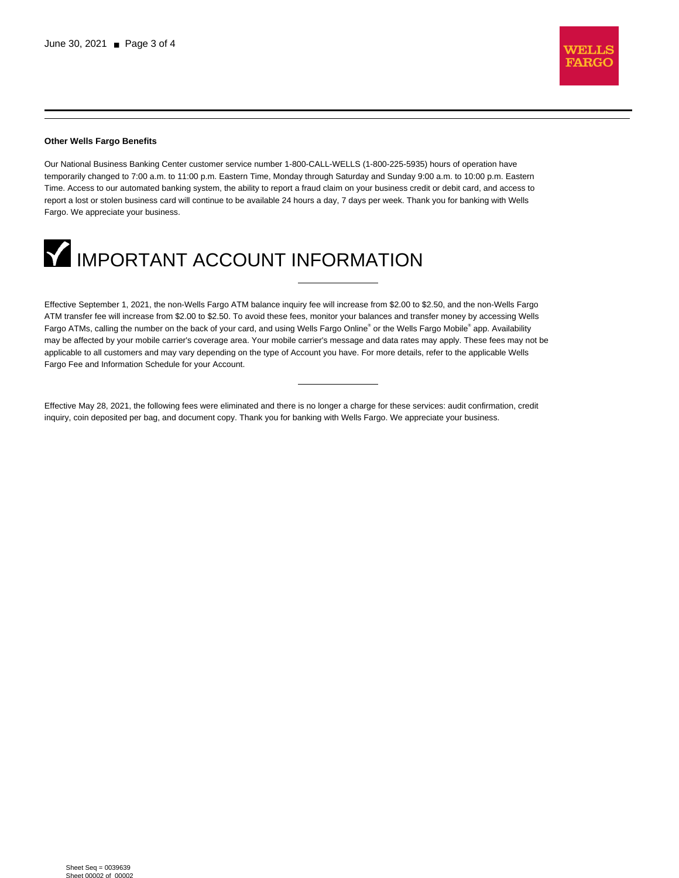**Other Wells Fargo Benefits**

Our National Business Banking Center customer service number 1-800-CALL-WELLS (1-800-225-5935) hours of operation have temporarily changed to 7:00 a.m. to 11:00 p.m. Eastern Time, Monday through Saturday and Sunday 9:00 a.m. to 10:00 p.m. Eastern Time. Access to our automated banking system, the ability to report a fraud claim on your business credit or debit card, and access to report a lost or stolen business card will continue to be available 24 hours a day, 7 days per week. Thank you for banking with Wells Fargo. We appreciate your business.

# IMPORTANT ACCOUNT INFORMATION

---

Effective September 1, 2021, the non-Wells Fargo ATM balance inquiry fee will increase from $2.00 to $2.50, and the non-Wells Fargo ATM transfer fee will increase from $2.00 to $2.50. To avoid these fees, monitor your balances and transfer money by accessing Wells Fargo ATMs, calling the number on the back of your card, and using Wells Fargo Online® or the Wells Fargo Mobile® app. Availability may be affected by your mobile carrier's coverage area. Your mobile carrier's message and data rates may apply. These fees may not be applicable to all customers and may vary depending on the type of Account you have. For more details, refer to the applicable Wells Fargo Fee and Information Schedule for your Account.

---

Effective May 28, 2021, the following fees were eliminated and there is no longer a charge for these services: audit confirmation, credit inquiry, coin deposited per bag, and document copy. Thank you for banking with Wells Fargo. We appreciate your business.

Sheet Seq = 0039639
Sheet 00002 of 00002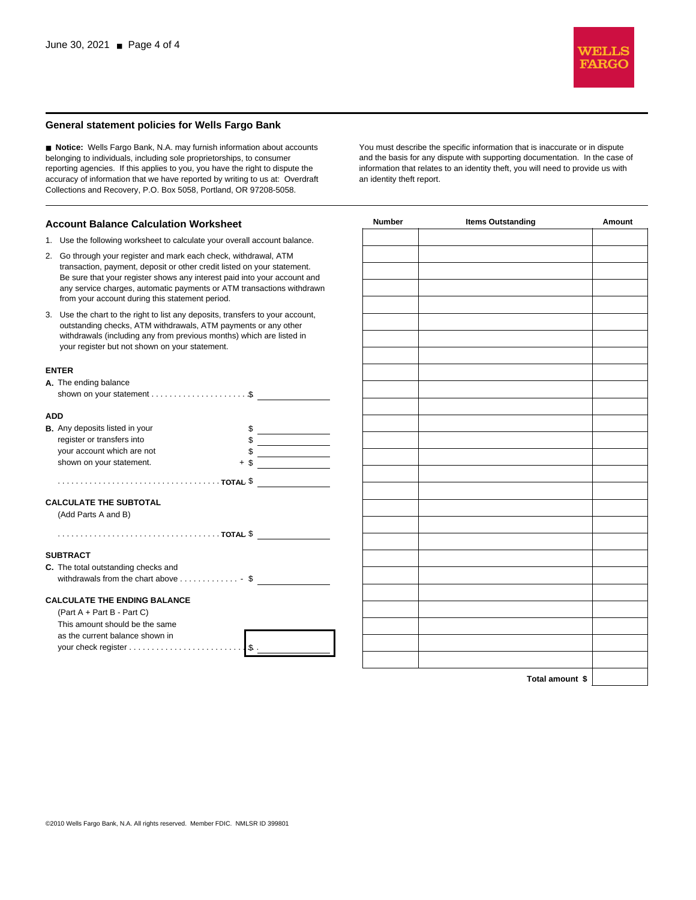## General statement policies for Wells Fargo Bank

■ **Notice:** Wells Fargo Bank, N.A. may furnish information about accounts belonging to individuals, including sole proprietorships, to consumer reporting agencies. If this applies to you, you have the right to dispute the accuracy of information that we have reported by writing to us at: Overdraft Collections and Recovery, P.O. Box 5058, Portland, OR 97208-5058.

You must describe the specific information that is inaccurate or in dispute and the basis for any dispute with supporting documentation. In the case of information that relates to an identity theft, you will need to provide us with an identity theft report.

### Account Balance Calculation Worksheet

1. Use the following worksheet to calculate your overall account balance.
2. Go through your register and mark each check, withdrawal, ATM transaction, payment, deposit or other credit listed on your statement. Be sure that your register shows any interest paid into your account and any service charges, automatic payments or ATM transactions withdrawn from your account during this statement period.
3. Use the chart to the right to list any deposits, transfers to your account, outstanding checks, ATM withdrawals, ATM payments or any other withdrawals (including any from previous months) which are listed in your register but not shown on your statement.

**ENTER**

**A.** The ending balance shown on your statement . . . . . . . . . . . . . . . . . . . . . $ ____________

**ADD**

**B.** Any deposits listed in your register or transfers into your account which are not shown on your statement.

$ ____________
$ ____________
$ ____________
\+ $ ____________

. . . . . . . . . . . . . . . . . . . . . . . . . . . . . . . . . . . **TOTAL** $ ____________

**CALCULATE THE SUBTOTAL**

(Add Parts A and B)

. . . . . . . . . . . . . . . . . . . . . . . . . . . . . . . . . . . **TOTAL** $ ____________

**SUBTRACT**

**C.** The total outstanding checks and withdrawals from the chart above . . . . . . . . . . . . . - $ ____________

**CALCULATE THE ENDING BALANCE**

(Part A + Part B - Part C)
This amount should be the same as the current balance shown in your check register . . . . . . . . . . . . . . . . . . . . . . . . . $ ____________

| Number | Items Outstanding | Amount |
|---|---|---|
| | | |
| | | |
| | | |
| | | |
| | | |
| | | |
| | | |
| | | |
| | | |
| | | |
| | | |
| | | |
| | | |
| | | |
| | | |
| | | |
| | | |
| | | |
| | | |
| | | |
| | | |
| | | |
| | | |
| | | |
| | | |
| | | |
| | **Total amount $** | |

©2010 Wells Fargo Bank, N.A. All rights reserved. Member FDIC. NMLSR ID 399801